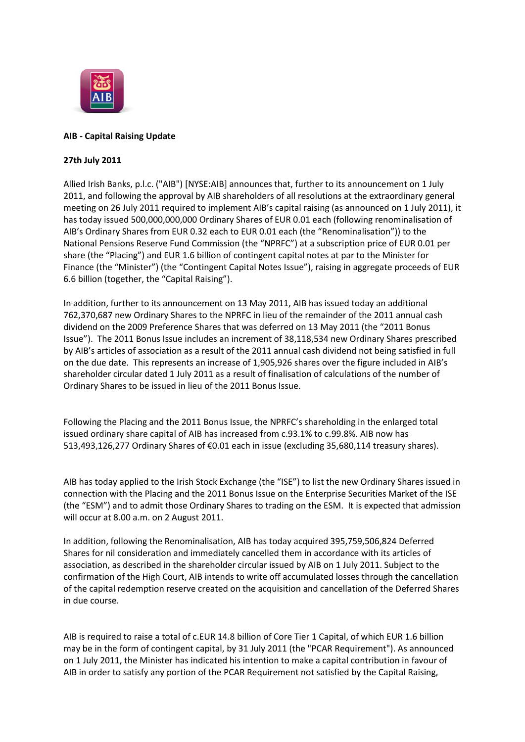**AIB - Capital Raising Update**

**27th July 2011**

Allied Irish Banks, p.l.c. ("AIB") [NYSE:AIB] announces that, further to its announcement on 1 July 2011, and following the approval by AIB shareholders of all resolutions at the extraordinary general meeting on 26 July 2011 required to implement AIB's capital raising (as announced on 1 July 2011), it has today issued 500,000,000,000 Ordinary Shares of EUR 0.01 each (following renominalisation of AIB's Ordinary Shares from EUR 0.32 each to EUR 0.01 each (the "Renominalisation")) to the National Pensions Reserve Fund Commission (the "NPRFC") at a subscription price of EUR 0.01 per share (the "Placing") and EUR 1.6 billion of contingent capital notes at par to the Minister for Finance (the "Minister") (the "Contingent Capital Notes Issue"), raising in aggregate proceeds of EUR 6.6 billion (together, the "Capital Raising").

In addition, further to its announcement on 13 May 2011, AIB has issued today an additional 762,370,687 new Ordinary Shares to the NPRFC in lieu of the remainder of the 2011 annual cash dividend on the 2009 Preference Shares that was deferred on 13 May 2011 (the "2011 Bonus Issue"). The 2011 Bonus Issue includes an increment of 38,118,534 new Ordinary Shares prescribed by AIB's articles of association as a result of the 2011 annual cash dividend not being satisfied in full on the due date. This represents an increase of 1,905,926 shares over the figure included in AIB's shareholder circular dated 1 July 2011 as a result of finalisation of calculations of the number of Ordinary Shares to be issued in lieu of the 2011 Bonus Issue.

Following the Placing and the 2011 Bonus Issue, the NPRFC's shareholding in the enlarged total issued ordinary share capital of AIB has increased from c.93.1% to c.99.8%. AIB now has 513,493,126,277 Ordinary Shares of €0.01 each in issue (excluding 35,680,114 treasury shares).

AIB has today applied to the Irish Stock Exchange (the "ISE") to list the new Ordinary Shares issued in connection with the Placing and the 2011 Bonus Issue on the Enterprise Securities Market of the ISE (the "ESM") and to admit those Ordinary Shares to trading on the ESM. It is expected that admission will occur at 8.00 a.m. on 2 August 2011.

In addition, following the Renominalisation, AIB has today acquired 395,759,506,824 Deferred Shares for nil consideration and immediately cancelled them in accordance with its articles of association, as described in the shareholder circular issued by AIB on 1 July 2011. Subject to the confirmation of the High Court, AIB intends to write off accumulated losses through the cancellation of the capital redemption reserve created on the acquisition and cancellation of the Deferred Shares in due course.

AIB is required to raise a total of c.EUR 14.8 billion of Core Tier 1 Capital, of which EUR 1.6 billion may be in the form of contingent capital, by 31 July 2011 (the "PCAR Requirement"). As announced on 1 July 2011, the Minister has indicated his intention to make a capital contribution in favour of AIB in order to satisfy any portion of the PCAR Requirement not satisfied by the Capital Raising,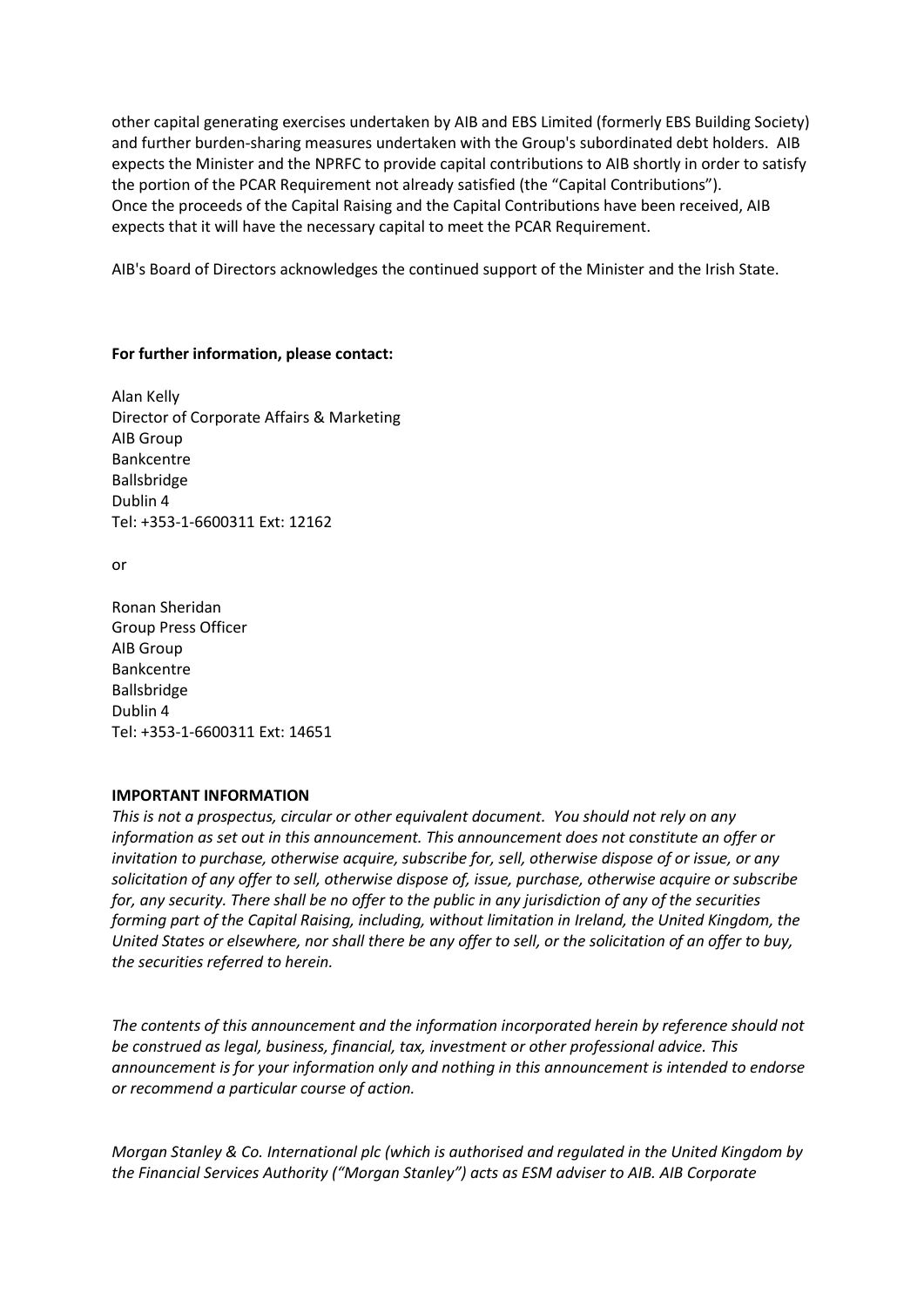other capital generating exercises undertaken by AIB and EBS Limited (formerly EBS Building Society) and further burden-sharing measures undertaken with the Group's subordinated debt holders. AIB expects the Minister and the NPRFC to provide capital contributions to AIB shortly in order to satisfy the portion of the PCAR Requirement not already satisfied (the "Capital Contributions"). Once the proceeds of the Capital Raising and the Capital Contributions have been received, AIB expects that it will have the necessary capital to meet the PCAR Requirement.

AIB's Board of Directors acknowledges the continued support of the Minister and the Irish State.

**For further information, please contact:**

Alan Kelly
Director of Corporate Affairs & Marketing
AIB Group
Bankcentre
Ballsbridge
Dublin 4
Tel: +353-1-6600311 Ext: 12162

or

Ronan Sheridan
Group Press Officer
AIB Group
Bankcentre
Ballsbridge
Dublin 4
Tel: +353-1-6600311 Ext: 14651

**IMPORTANT INFORMATION**

*This is not a prospectus, circular or other equivalent document. You should not rely on any information as set out in this announcement. This announcement does not constitute an offer or invitation to purchase, otherwise acquire, subscribe for, sell, otherwise dispose of or issue, or any solicitation of any offer to sell, otherwise dispose of, issue, purchase, otherwise acquire or subscribe for, any security. There shall be no offer to the public in any jurisdiction of any of the securities forming part of the Capital Raising, including, without limitation in Ireland, the United Kingdom, the United States or elsewhere, nor shall there be any offer to sell, or the solicitation of an offer to buy, the securities referred to herein.*

*The contents of this announcement and the information incorporated herein by reference should not be construed as legal, business, financial, tax, investment or other professional advice. This announcement is for your information only and nothing in this announcement is intended to endorse or recommend a particular course of action.*

*Morgan Stanley & Co. International plc (which is authorised and regulated in the United Kingdom by the Financial Services Authority ("Morgan Stanley") acts as ESM adviser to AIB. AIB Corporate*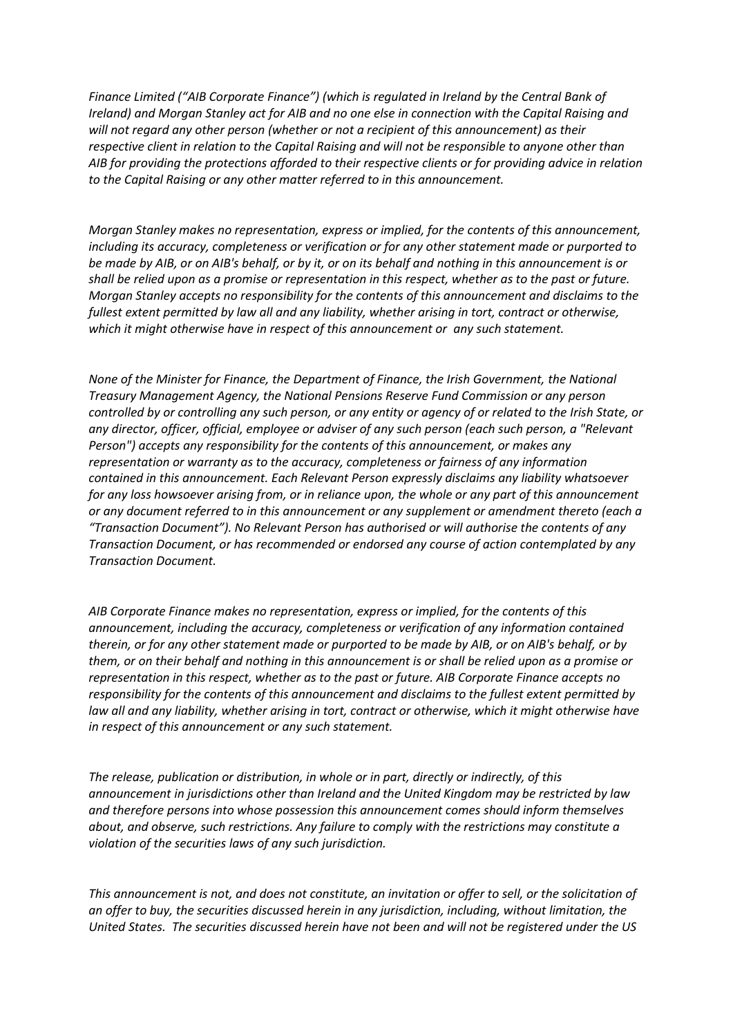*Finance Limited ("AIB Corporate Finance") (which is regulated in Ireland by the Central Bank of Ireland) and Morgan Stanley act for AIB and no one else in connection with the Capital Raising and will not regard any other person (whether or not a recipient of this announcement) as their respective client in relation to the Capital Raising and will not be responsible to anyone other than AIB for providing the protections afforded to their respective clients or for providing advice in relation to the Capital Raising or any other matter referred to in this announcement.*

*Morgan Stanley makes no representation, express or implied, for the contents of this announcement, including its accuracy, completeness or verification or for any other statement made or purported to be made by AIB, or on AIB's behalf, or by it, or on its behalf and nothing in this announcement is or shall be relied upon as a promise or representation in this respect, whether as to the past or future. Morgan Stanley accepts no responsibility for the contents of this announcement and disclaims to the fullest extent permitted by law all and any liability, whether arising in tort, contract or otherwise, which it might otherwise have in respect of this announcement or any such statement.*

*None of the Minister for Finance, the Department of Finance, the Irish Government, the National Treasury Management Agency, the National Pensions Reserve Fund Commission or any person controlled by or controlling any such person, or any entity or agency of or related to the Irish State, or any director, officer, official, employee or adviser of any such person (each such person, a "Relevant Person") accepts any responsibility for the contents of this announcement, or makes any representation or warranty as to the accuracy, completeness or fairness of any information contained in this announcement. Each Relevant Person expressly disclaims any liability whatsoever for any loss howsoever arising from, or in reliance upon, the whole or any part of this announcement or any document referred to in this announcement or any supplement or amendment thereto (each a "Transaction Document"). No Relevant Person has authorised or will authorise the contents of any Transaction Document, or has recommended or endorsed any course of action contemplated by any Transaction Document.*

*AIB Corporate Finance makes no representation, express or implied, for the contents of this announcement, including the accuracy, completeness or verification of any information contained therein, or for any other statement made or purported to be made by AIB, or on AIB's behalf, or by them, or on their behalf and nothing in this announcement is or shall be relied upon as a promise or representation in this respect, whether as to the past or future. AIB Corporate Finance accepts no responsibility for the contents of this announcement and disclaims to the fullest extent permitted by law all and any liability, whether arising in tort, contract or otherwise, which it might otherwise have in respect of this announcement or any such statement.*

*The release, publication or distribution, in whole or in part, directly or indirectly, of this announcement in jurisdictions other than Ireland and the United Kingdom may be restricted by law and therefore persons into whose possession this announcement comes should inform themselves about, and observe, such restrictions. Any failure to comply with the restrictions may constitute a violation of the securities laws of any such jurisdiction.*

*This announcement is not, and does not constitute, an invitation or offer to sell, or the solicitation of an offer to buy, the securities discussed herein in any jurisdiction, including, without limitation, the United States. The securities discussed herein have not been and will not be registered under the US*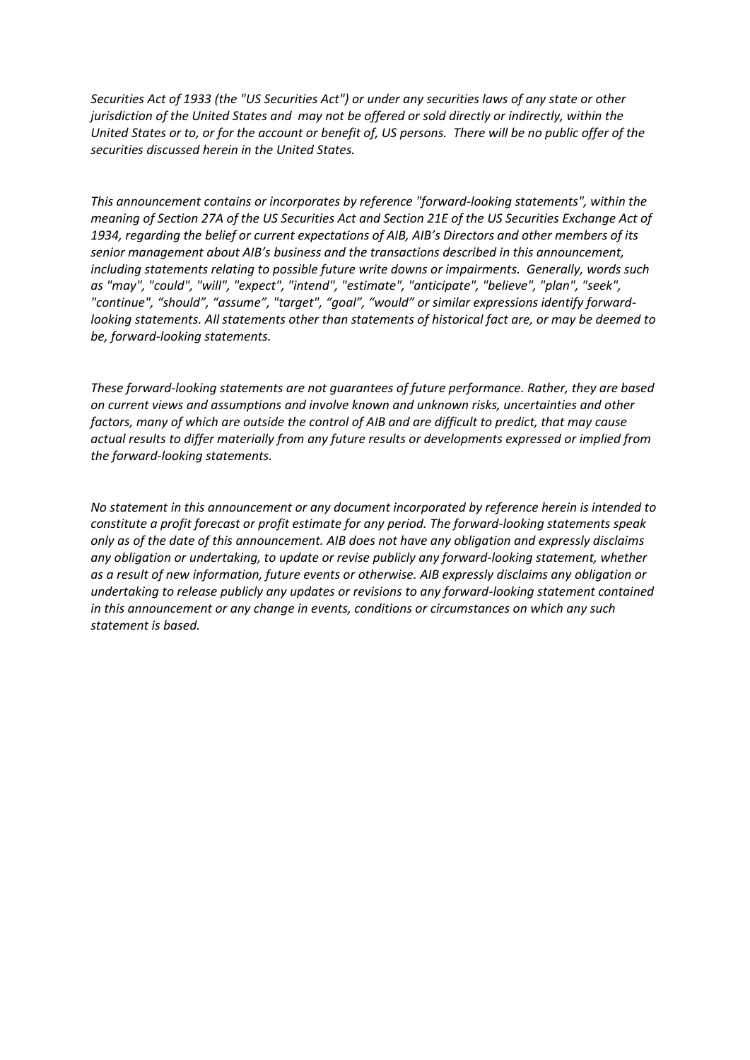*Securities Act of 1933 (the "US Securities Act") or under any securities laws of any state or other jurisdiction of the United States and may not be offered or sold directly or indirectly, within the United States or to, or for the account or benefit of, US persons. There will be no public offer of the securities discussed herein in the United States.*

*This announcement contains or incorporates by reference "forward-looking statements", within the meaning of Section 27A of the US Securities Act and Section 21E of the US Securities Exchange Act of 1934, regarding the belief or current expectations of AIB, AIB's Directors and other members of its senior management about AIB's business and the transactions described in this announcement, including statements relating to possible future write downs or impairments. Generally, words such as "may", "could", "will", "expect", "intend", "estimate", "anticipate", "believe", "plan", "seek", "continue", "should", "assume", "target", "goal", "would" or similar expressions identify forward-looking statements. All statements other than statements of historical fact are, or may be deemed to be, forward-looking statements.*

*These forward-looking statements are not guarantees of future performance. Rather, they are based on current views and assumptions and involve known and unknown risks, uncertainties and other factors, many of which are outside the control of AIB and are difficult to predict, that may cause actual results to differ materially from any future results or developments expressed or implied from the forward-looking statements.*

*No statement in this announcement or any document incorporated by reference herein is intended to constitute a profit forecast or profit estimate for any period. The forward-looking statements speak only as of the date of this announcement. AIB does not have any obligation and expressly disclaims any obligation or undertaking, to update or revise publicly any forward-looking statement, whether as a result of new information, future events or otherwise. AIB expressly disclaims any obligation or undertaking to release publicly any updates or revisions to any forward-looking statement contained in this announcement or any change in events, conditions or circumstances on which any such statement is based.*